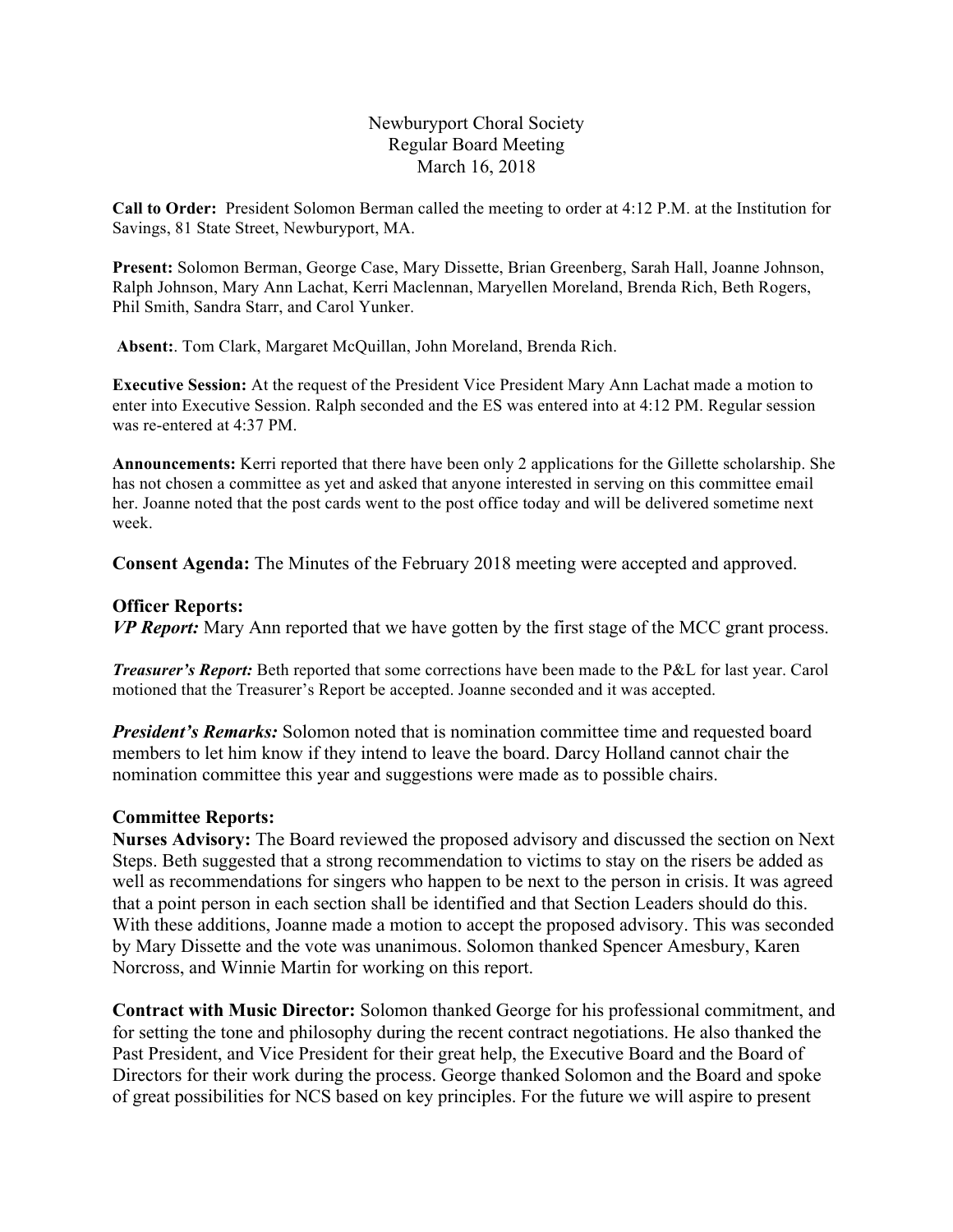Newburyport Choral Society
Regular Board Meeting
March 16, 2018

**Call to Order:** President Solomon Berman called the meeting to order at 4:12 P.M. at the Institution for Savings, 81 State Street, Newburyport, MA.

**Present:** Solomon Berman, George Case, Mary Dissette, Brian Greenberg, Sarah Hall, Joanne Johnson, Ralph Johnson, Mary Ann Lachat, Kerri Maclennan, Maryellen Moreland, Brenda Rich, Beth Rogers, Phil Smith, Sandra Starr, and Carol Yunker.

**Absent:**. Tom Clark, Margaret McQuillan, John Moreland, Brenda Rich.

**Executive Session:** At the request of the President Vice President Mary Ann Lachat made a motion to enter into Executive Session. Ralph seconded and the ES was entered into at 4:12 PM. Regular session was re-entered at 4:37 PM.

**Announcements:** Kerri reported that there have been only 2 applications for the Gillette scholarship. She has not chosen a committee as yet and asked that anyone interested in serving on this committee email her. Joanne noted that the post cards went to the post office today and will be delivered sometime next week.

**Consent Agenda:** The Minutes of the February 2018 meeting were accepted and approved.

**Officer Reports:**

***VP Report:*** Mary Ann reported that we have gotten by the first stage of the MCC grant process.

***Treasurer's Report:*** Beth reported that some corrections have been made to the P&L for last year. Carol motioned that the Treasurer's Report be accepted. Joanne seconded and it was accepted.

***President's Remarks:*** Solomon noted that is nomination committee time and requested board members to let him know if they intend to leave the board. Darcy Holland cannot chair the nomination committee this year and suggestions were made as to possible chairs.

**Committee Reports:**

**Nurses Advisory:** The Board reviewed the proposed advisory and discussed the section on Next Steps. Beth suggested that a strong recommendation to victims to stay on the risers be added as well as recommendations for singers who happen to be next to the person in crisis. It was agreed that a point person in each section shall be identified and that Section Leaders should do this. With these additions, Joanne made a motion to accept the proposed advisory. This was seconded by Mary Dissette and the vote was unanimous. Solomon thanked Spencer Amesbury, Karen Norcross, and Winnie Martin for working on this report.

**Contract with Music Director:** Solomon thanked George for his professional commitment, and for setting the tone and philosophy during the recent contract negotiations. He also thanked the Past President, and Vice President for their great help, the Executive Board and the Board of Directors for their work during the process. George thanked Solomon and the Board and spoke of great possibilities for NCS based on key principles. For the future we will aspire to present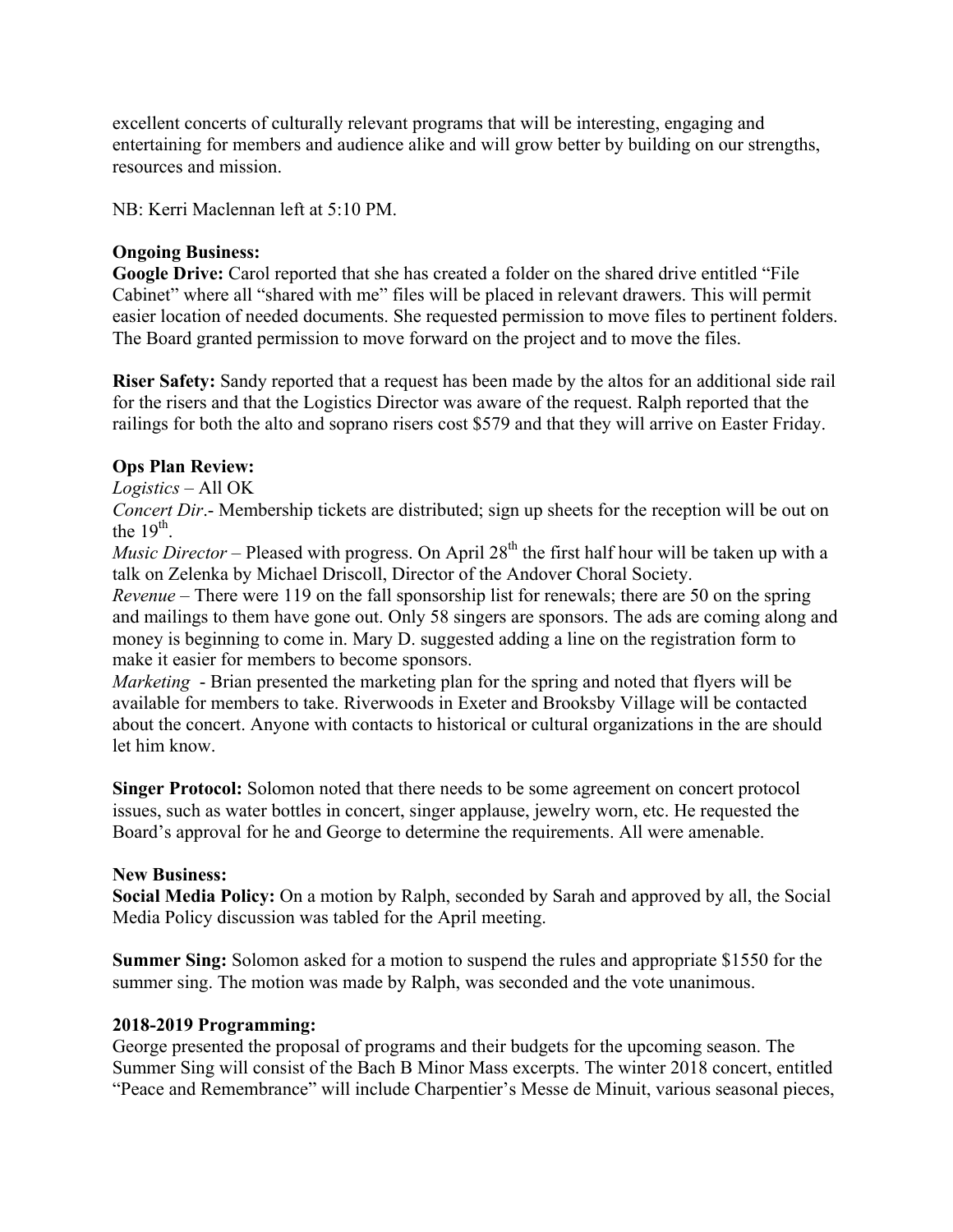excellent concerts of culturally relevant programs that will be interesting, engaging and entertaining for members and audience alike and will grow better by building on our strengths, resources and mission.

NB: Kerri Maclennan left at 5:10 PM.

**Ongoing Business:**

**Google Drive:** Carol reported that she has created a folder on the shared drive entitled "File Cabinet" where all "shared with me" files will be placed in relevant drawers. This will permit easier location of needed documents. She requested permission to move files to pertinent folders. The Board granted permission to move forward on the project and to move the files.

**Riser Safety:** Sandy reported that a request has been made by the altos for an additional side rail for the risers and that the Logistics Director was aware of the request. Ralph reported that the railings for both the alto and soprano risers cost $579 and that they will arrive on Easter Friday.

**Ops Plan Review:**

*Logistics* – All OK

*Concert Dir*.- Membership tickets are distributed; sign up sheets for the reception will be out on the 19th.

*Music Director* – Pleased with progress. On April 28th the first half hour will be taken up with a talk on Zelenka by Michael Driscoll, Director of the Andover Choral Society.

*Revenue* – There were 119 on the fall sponsorship list for renewals; there are 50 on the spring and mailings to them have gone out. Only 58 singers are sponsors. The ads are coming along and money is beginning to come in. Mary D. suggested adding a line on the registration form to make it easier for members to become sponsors.

*Marketing* - Brian presented the marketing plan for the spring and noted that flyers will be available for members to take. Riverwoods in Exeter and Brooksby Village will be contacted about the concert. Anyone with contacts to historical or cultural organizations in the are should let him know.

**Singer Protocol:** Solomon noted that there needs to be some agreement on concert protocol issues, such as water bottles in concert, singer applause, jewelry worn, etc. He requested the Board's approval for he and George to determine the requirements. All were amenable.

**New Business:**

**Social Media Policy:** On a motion by Ralph, seconded by Sarah and approved by all, the Social Media Policy discussion was tabled for the April meeting.

**Summer Sing:** Solomon asked for a motion to suspend the rules and appropriate $1550 for the summer sing. The motion was made by Ralph, was seconded and the vote unanimous.

**2018-2019 Programming:**

George presented the proposal of programs and their budgets for the upcoming season. The Summer Sing will consist of the Bach B Minor Mass excerpts. The winter 2018 concert, entitled "Peace and Remembrance" will include Charpentier's Messe de Minuit, various seasonal pieces,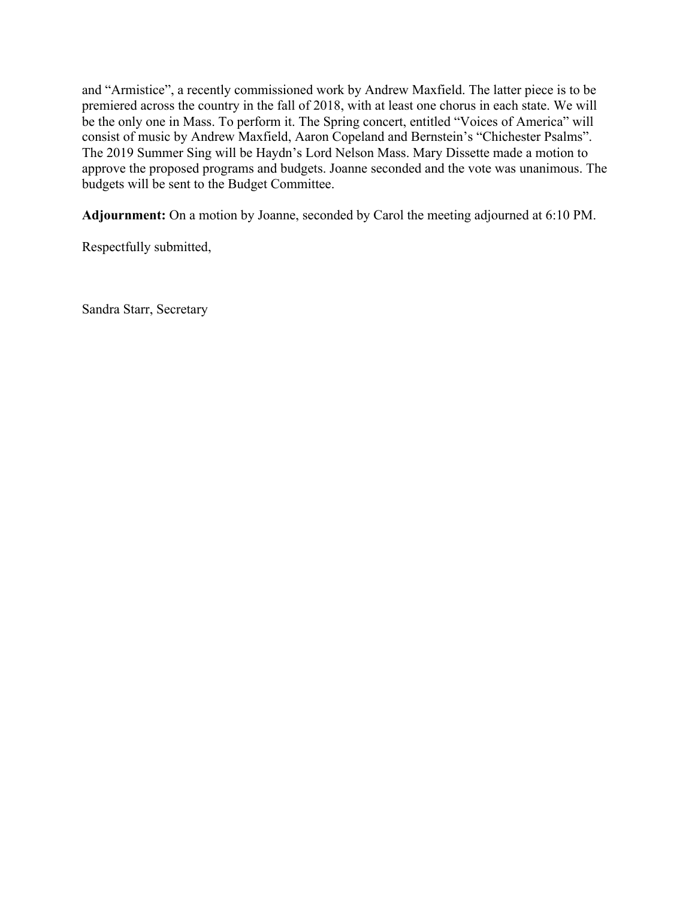and "Armistice", a recently commissioned work by Andrew Maxfield. The latter piece is to be premiered across the country in the fall of 2018, with at least one chorus in each state. We will be the only one in Mass. To perform it. The Spring concert, entitled "Voices of America" will consist of music by Andrew Maxfield, Aaron Copeland and Bernstein's "Chichester Psalms". The 2019 Summer Sing will be Haydn's Lord Nelson Mass. Mary Dissette made a motion to approve the proposed programs and budgets. Joanne seconded and the vote was unanimous. The budgets will be sent to the Budget Committee.

**Adjournment:** On a motion by Joanne, seconded by Carol the meeting adjourned at 6:10 PM.

Respectfully submitted,

Sandra Starr, Secretary